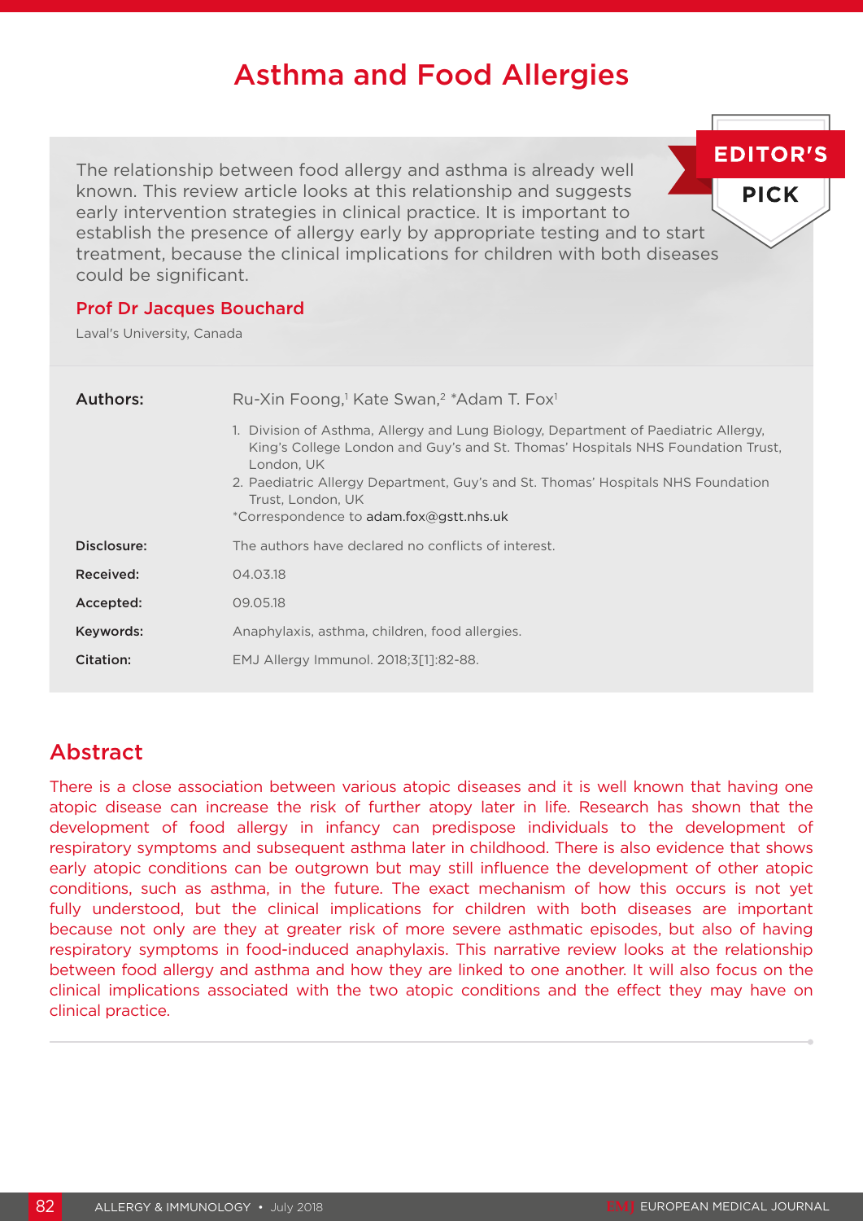# Asthma and Food Allergies

EDITOR'S PICK

The relationship between food allergy and asthma is already well known. This review article looks at this relationship and suggests early intervention strategies in clinical practice. It is important to establish the presence of allergy early by appropriate testing and to start treatment, because the clinical implications for children with both diseases could be significant.

**Prof Dr Jacques Bouchard**

Laval's University, Canada

**Authors:** Ru-Xin Foong,[1] Kate Swan,[2] *Adam T. Fox[1]

1. Division of Asthma, Allergy and Lung Biology, Department of Paediatric Allergy, King's College London and Guy's and St. Thomas' Hospitals NHS Foundation Trust, London, UK
2. Paediatric Allergy Department, Guy's and St. Thomas' Hospitals NHS Foundation Trust, London, UK

*Correspondence to adam.fox@gstt.nhs.uk

**Disclosure:** The authors have declared no conflicts of interest.

**Received:** 04.03.18

**Accepted:** 09.05.18

**Keywords:** Anaphylaxis, asthma, children, food allergies.

**Citation:** EMJ Allergy Immunol. 2018;3[1]:82-88.

## Abstract

There is a close association between various atopic diseases and it is well known that having one atopic disease can increase the risk of further atopy later in life. Research has shown that the development of food allergy in infancy can predispose individuals to the development of respiratory symptoms and subsequent asthma later in childhood. There is also evidence that shows early atopic conditions can be outgrown but may still influence the development of other atopic conditions, such as asthma, in the future. The exact mechanism of how this occurs is not yet fully understood, but the clinical implications for children with both diseases are important because not only are they at greater risk of more severe asthmatic episodes, but also of having respiratory symptoms in food-induced anaphylaxis. This narrative review looks at the relationship between food allergy and asthma and how they are linked to one another. It will also focus on the clinical implications associated with the two atopic conditions and the effect they may have on clinical practice.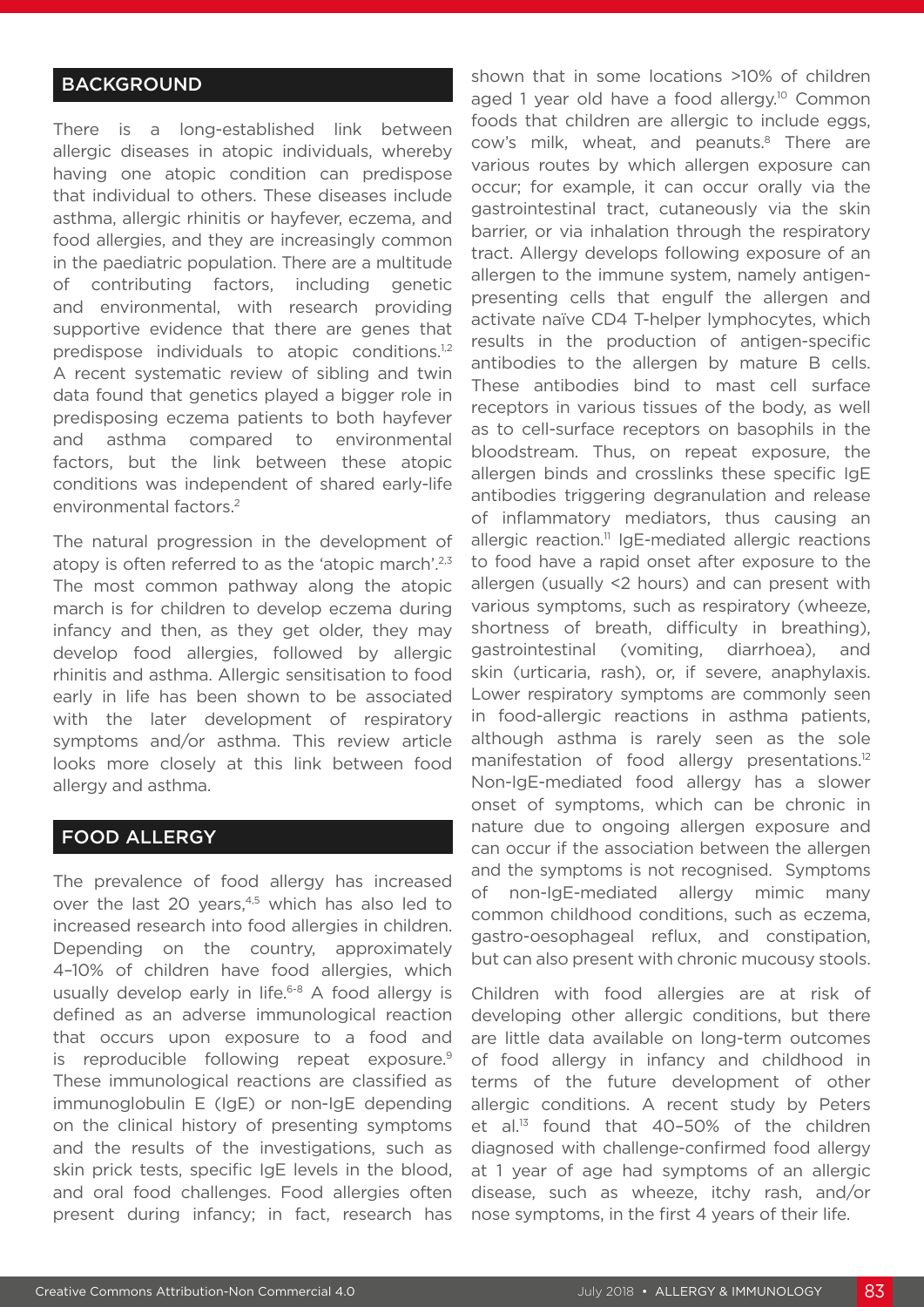## BACKGROUND

There is a long-established link between allergic diseases in atopic individuals, whereby having one atopic condition can predispose that individual to others. These diseases include asthma, allergic rhinitis or hayfever, eczema, and food allergies, and they are increasingly common in the paediatric population. There are a multitude of contributing factors, including genetic and environmental, with research providing supportive evidence that there are genes that predispose individuals to atopic conditions.[1,2] A recent systematic review of sibling and twin data found that genetics played a bigger role in predisposing eczema patients to both hayfever and asthma compared to environmental factors, but the link between these atopic conditions was independent of shared early-life environmental factors.[2]

The natural progression in the development of atopy is often referred to as the 'atopic march'.[2,3] The most common pathway along the atopic march is for children to develop eczema during infancy and then, as they get older, they may develop food allergies, followed by allergic rhinitis and asthma. Allergic sensitisation to food early in life has been shown to be associated with the later development of respiratory symptoms and/or asthma. This review article looks more closely at this link between food allergy and asthma.

## FOOD ALLERGY

The prevalence of food allergy has increased over the last 20 years,[4,5] which has also led to increased research into food allergies in children. Depending on the country, approximately 4–10% of children have food allergies, which usually develop early in life.[6-8] A food allergy is defined as an adverse immunological reaction that occurs upon exposure to a food and is reproducible following repeat exposure.[9] These immunological reactions are classified as immunoglobulin E (IgE) or non-IgE depending on the clinical history of presenting symptoms and the results of the investigations, such as skin prick tests, specific IgE levels in the blood, and oral food challenges. Food allergies often present during infancy; in fact, research has shown that in some locations >10% of children aged 1 year old have a food allergy.[10] Common foods that children are allergic to include eggs, cow's milk, wheat, and peanuts.[8] There are various routes by which allergen exposure can occur; for example, it can occur orally via the gastrointestinal tract, cutaneously via the skin barrier, or via inhalation through the respiratory tract. Allergy develops following exposure of an allergen to the immune system, namely antigen-presenting cells that engulf the allergen and activate naïve CD4 T-helper lymphocytes, which results in the production of antigen-specific antibodies to the allergen by mature B cells. These antibodies bind to mast cell surface receptors in various tissues of the body, as well as to cell-surface receptors on basophils in the bloodstream. Thus, on repeat exposure, the allergen binds and crosslinks these specific IgE antibodies triggering degranulation and release of inflammatory mediators, thus causing an allergic reaction.[11] IgE-mediated allergic reactions to food have a rapid onset after exposure to the allergen (usually <2 hours) and can present with various symptoms, such as respiratory (wheeze, shortness of breath, difficulty in breathing), gastrointestinal (vomiting, diarrhoea), and skin (urticaria, rash), or, if severe, anaphylaxis. Lower respiratory symptoms are commonly seen in food-allergic reactions in asthma patients, although asthma is rarely seen as the sole manifestation of food allergy presentations.[12] Non-IgE-mediated food allergy has a slower onset of symptoms, which can be chronic in nature due to ongoing allergen exposure and can occur if the association between the allergen and the symptoms is not recognised. Symptoms of non-IgE-mediated allergy mimic many common childhood conditions, such as eczema, gastro-oesophageal reflux, and constipation, but can also present with chronic mucousy stools.

Children with food allergies are at risk of developing other allergic conditions, but there are little data available on long-term outcomes of food allergy in infancy and childhood in terms of the future development of other allergic conditions. A recent study by Peters et al.[13] found that 40–50% of the children diagnosed with challenge-confirmed food allergy at 1 year of age had symptoms of an allergic disease, such as wheeze, itchy rash, and/or nose symptoms, in the first 4 years of their life.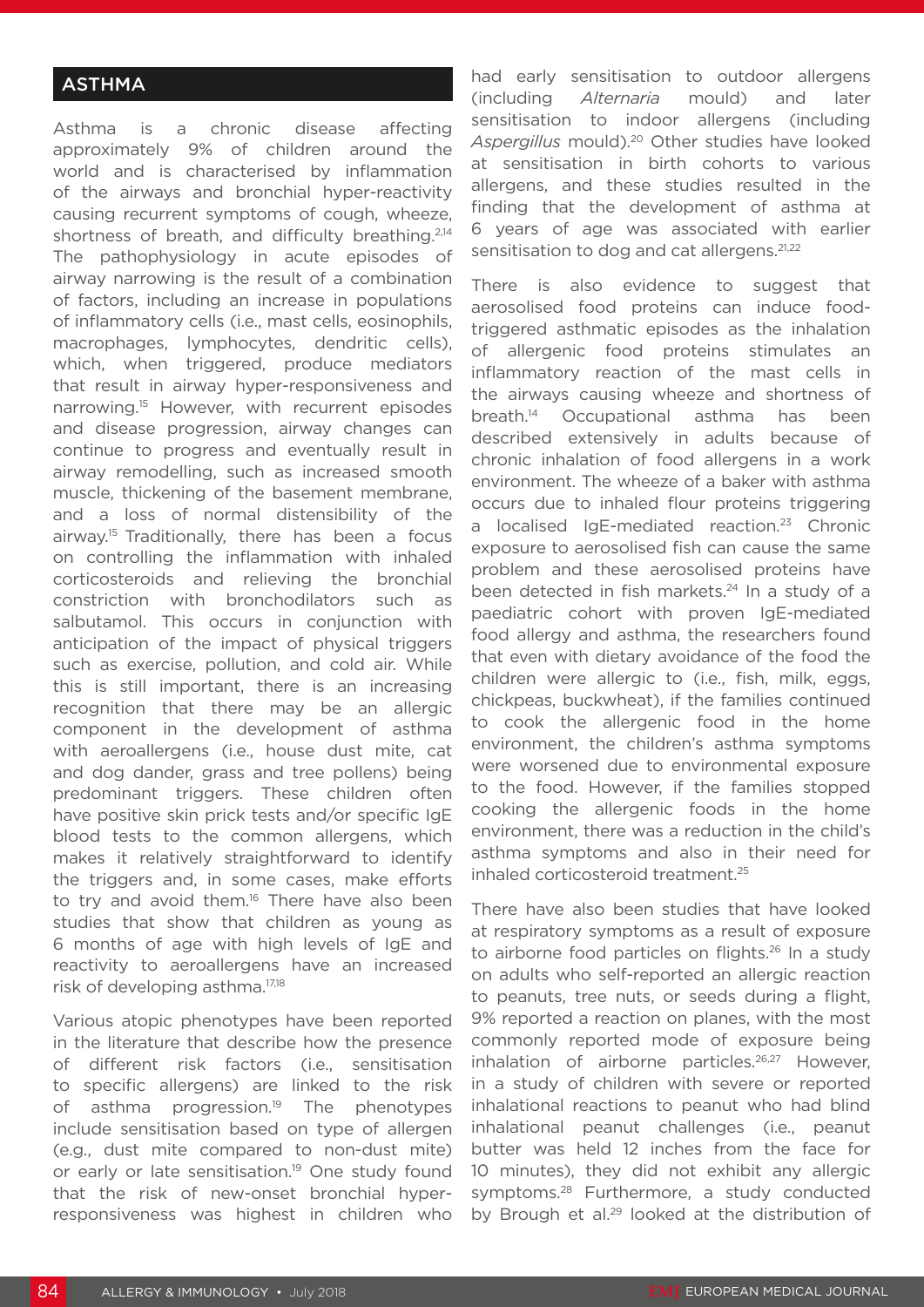## ASTHMA

Asthma is a chronic disease affecting approximately 9% of children around the world and is characterised by inflammation of the airways and bronchial hyper-reactivity causing recurrent symptoms of cough, wheeze, shortness of breath, and difficulty breathing.[2,14] The pathophysiology in acute episodes of airway narrowing is the result of a combination of factors, including an increase in populations of inflammatory cells (i.e., mast cells, eosinophils, macrophages, lymphocytes, dendritic cells), which, when triggered, produce mediators that result in airway hyper-responsiveness and narrowing.[15] However, with recurrent episodes and disease progression, airway changes can continue to progress and eventually result in airway remodelling, such as increased smooth muscle, thickening of the basement membrane, and a loss of normal distensibility of the airway.[15] Traditionally, there has been a focus on controlling the inflammation with inhaled corticosteroids and relieving the bronchial constriction with bronchodilators such as salbutamol. This occurs in conjunction with anticipation of the impact of physical triggers such as exercise, pollution, and cold air. While this is still important, there is an increasing recognition that there may be an allergic component in the development of asthma with aeroallergens (i.e., house dust mite, cat and dog dander, grass and tree pollens) being predominant triggers. These children often have positive skin prick tests and/or specific IgE blood tests to the common allergens, which makes it relatively straightforward to identify the triggers and, in some cases, make efforts to try and avoid them.[16] There have also been studies that show that children as young as 6 months of age with high levels of IgE and reactivity to aeroallergens have an increased risk of developing asthma.[17,18]

Various atopic phenotypes have been reported in the literature that describe how the presence of different risk factors (i.e., sensitisation to specific allergens) are linked to the risk of asthma progression.[19] The phenotypes include sensitisation based on type of allergen (e.g., dust mite compared to non-dust mite) or early or late sensitisation.[19] One study found that the risk of new-onset bronchial hyper-responsiveness was highest in children who had early sensitisation to outdoor allergens (including *Alternaria* mould) and later sensitisation to indoor allergens (including *Aspergillus* mould).[20] Other studies have looked at sensitisation in birth cohorts to various allergens, and these studies resulted in the finding that the development of asthma at 6 years of age was associated with earlier sensitisation to dog and cat allergens.[21,22]

There is also evidence to suggest that aerosolised food proteins can induce food-triggered asthmatic episodes as the inhalation of allergenic food proteins stimulates an inflammatory reaction of the mast cells in the airways causing wheeze and shortness of breath.[14] Occupational asthma has been described extensively in adults because of chronic inhalation of food allergens in a work environment. The wheeze of a baker with asthma occurs due to inhaled flour proteins triggering a localised IgE-mediated reaction.[23] Chronic exposure to aerosolised fish can cause the same problem and these aerosolised proteins have been detected in fish markets.[24] In a study of a paediatric cohort with proven IgE-mediated food allergy and asthma, the researchers found that even with dietary avoidance of the food the children were allergic to (i.e., fish, milk, eggs, chickpeas, buckwheat), if the families continued to cook the allergenic food in the home environment, the children's asthma symptoms were worsened due to environmental exposure to the food. However, if the families stopped cooking the allergenic foods in the home environment, there was a reduction in the child's asthma symptoms and also in their need for inhaled corticosteroid treatment.[25]

There have also been studies that have looked at respiratory symptoms as a result of exposure to airborne food particles on flights.[26] In a study on adults who self-reported an allergic reaction to peanuts, tree nuts, or seeds during a flight, 9% reported a reaction on planes, with the most commonly reported mode of exposure being inhalation of airborne particles.[26,27] However, in a study of children with severe or reported inhalational reactions to peanut who had blind inhalational peanut challenges (i.e., peanut butter was held 12 inches from the face for 10 minutes), they did not exhibit any allergic symptoms.[28] Furthermore, a study conducted by Brough et al.[29] looked at the distribution of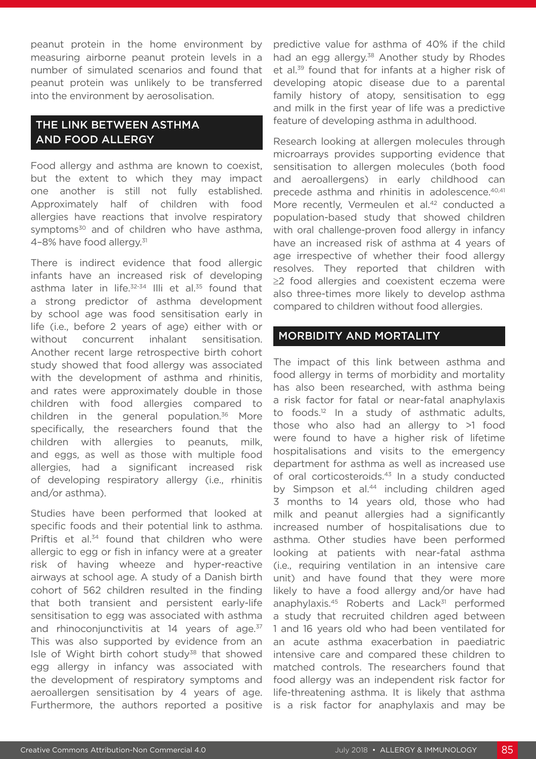peanut protein in the home environment by measuring airborne peanut protein levels in a number of simulated scenarios and found that peanut protein was unlikely to be transferred into the environment by aerosolisation.

## THE LINK BETWEEN ASTHMA AND FOOD ALLERGY

Food allergy and asthma are known to coexist, but the extent to which they may impact one another is still not fully established. Approximately half of children with food allergies have reactions that involve respiratory symptoms[30] and of children who have asthma, 4–8% have food allergy.[31]

There is indirect evidence that food allergic infants have an increased risk of developing asthma later in life.[32-34] Illi et al.[35] found that a strong predictor of asthma development by school age was food sensitisation early in life (i.e., before 2 years of age) either with or without concurrent inhalant sensitisation. Another recent large retrospective birth cohort study showed that food allergy was associated with the development of asthma and rhinitis, and rates were approximately double in those children with food allergies compared to children in the general population.[36] More specifically, the researchers found that the children with allergies to peanuts, milk, and eggs, as well as those with multiple food allergies, had a significant increased risk of developing respiratory allergy (i.e., rhinitis and/or asthma).

Studies have been performed that looked at specific foods and their potential link to asthma. Priftis et al.[34] found that children who were allergic to egg or fish in infancy were at a greater risk of having wheeze and hyper-reactive airways at school age. A study of a Danish birth cohort of 562 children resulted in the finding that both transient and persistent early-life sensitisation to egg was associated with asthma and rhinoconjunctivitis at 14 years of age.[37] This was also supported by evidence from an Isle of Wight birth cohort study[38] that showed egg allergy in infancy was associated with the development of respiratory symptoms and aeroallergen sensitisation by 4 years of age. Furthermore, the authors reported a positive predictive value for asthma of 40% if the child had an egg allergy.[38] Another study by Rhodes et al.[39] found that for infants at a higher risk of developing atopic disease due to a parental family history of atopy, sensitisation to egg and milk in the first year of life was a predictive feature of developing asthma in adulthood.

Research looking at allergen molecules through microarrays provides supporting evidence that sensitisation to allergen molecules (both food and aeroallergens) in early childhood can precede asthma and rhinitis in adolescence.[40,41] More recently, Vermeulen et al.[42] conducted a population-based study that showed children with oral challenge-proven food allergy in infancy have an increased risk of asthma at 4 years of age irrespective of whether their food allergy resolves. They reported that children with ≥2 food allergies and coexistent eczema were also three-times more likely to develop asthma compared to children without food allergies.

## MORBIDITY AND MORTALITY

The impact of this link between asthma and food allergy in terms of morbidity and mortality has also been researched, with asthma being a risk factor for fatal or near-fatal anaphylaxis to foods.[12] In a study of asthmatic adults, those who also had an allergy to >1 food were found to have a higher risk of lifetime hospitalisations and visits to the emergency department for asthma as well as increased use of oral corticosteroids.[43] In a study conducted by Simpson et al.[44] including children aged 3 months to 14 years old, those who had milk and peanut allergies had a significantly increased number of hospitalisations due to asthma. Other studies have been performed looking at patients with near-fatal asthma (i.e., requiring ventilation in an intensive care unit) and have found that they were more likely to have a food allergy and/or have had anaphylaxis.[45] Roberts and Lack[31] performed a study that recruited children aged between 1 and 16 years old who had been ventilated for an acute asthma exacerbation in paediatric intensive care and compared these children to matched controls. The researchers found that food allergy was an independent risk factor for life-threatening asthma. It is likely that asthma is a risk factor for anaphylaxis and may be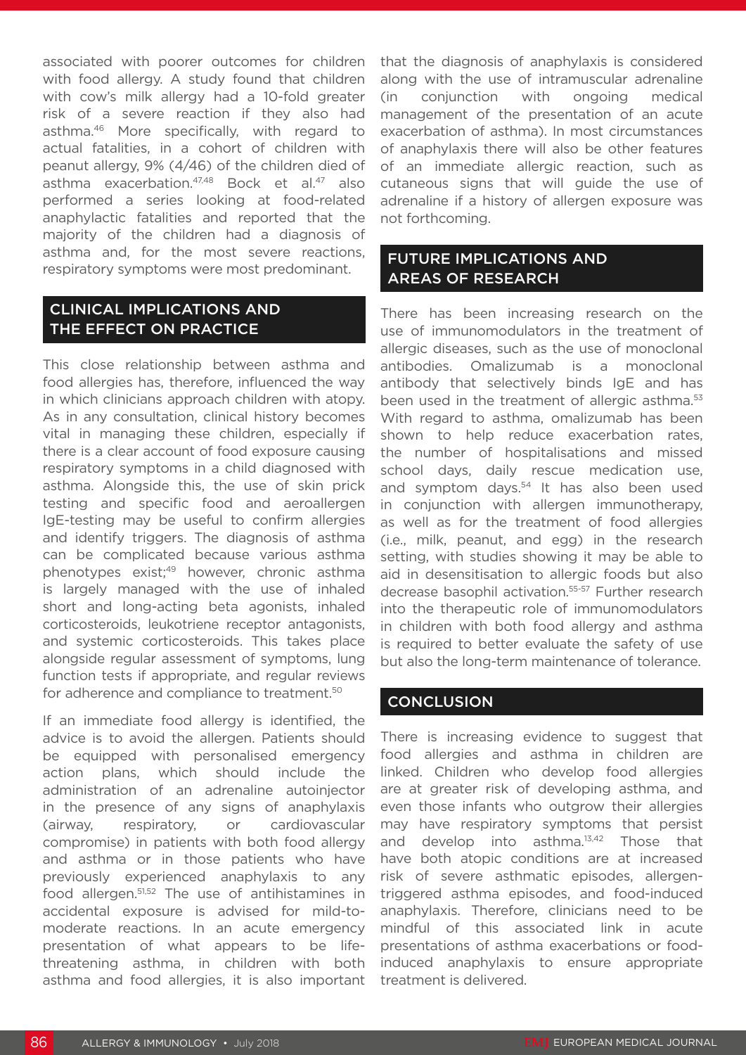associated with poorer outcomes for children with food allergy. A study found that children with cow's milk allergy had a 10-fold greater risk of a severe reaction if they also had asthma.[46] More specifically, with regard to actual fatalities, in a cohort of children with peanut allergy, 9% (4/46) of the children died of asthma exacerbation.[47,48] Bock et al.[47] also performed a series looking at food-related anaphylactic fatalities and reported that the majority of the children had a diagnosis of asthma and, for the most severe reactions, respiratory symptoms were most predominant.

## CLINICAL IMPLICATIONS AND THE EFFECT ON PRACTICE

This close relationship between asthma and food allergies has, therefore, influenced the way in which clinicians approach children with atopy. As in any consultation, clinical history becomes vital in managing these children, especially if there is a clear account of food exposure causing respiratory symptoms in a child diagnosed with asthma. Alongside this, the use of skin prick testing and specific food and aeroallergen IgE-testing may be useful to confirm allergies and identify triggers. The diagnosis of asthma can be complicated because various asthma phenotypes exist;[49] however, chronic asthma is largely managed with the use of inhaled short and long-acting beta agonists, inhaled corticosteroids, leukotriene receptor antagonists, and systemic corticosteroids. This takes place alongside regular assessment of symptoms, lung function tests if appropriate, and regular reviews for adherence and compliance to treatment.[50]

If an immediate food allergy is identified, the advice is to avoid the allergen. Patients should be equipped with personalised emergency action plans, which should include the administration of an adrenaline autoinjector in the presence of any signs of anaphylaxis (airway, respiratory, or cardiovascular compromise) in patients with both food allergy and asthma or in those patients who have previously experienced anaphylaxis to any food allergen.[51,52] The use of antihistamines in accidental exposure is advised for mild-to-moderate reactions. In an acute emergency presentation of what appears to be life-threatening asthma, in children with both asthma and food allergies, it is also important that the diagnosis of anaphylaxis is considered along with the use of intramuscular adrenaline (in conjunction with ongoing medical management of the presentation of an acute exacerbation of asthma). In most circumstances of anaphylaxis there will also be other features of an immediate allergic reaction, such as cutaneous signs that will guide the use of adrenaline if a history of allergen exposure was not forthcoming.

## FUTURE IMPLICATIONS AND AREAS OF RESEARCH

There has been increasing research on the use of immunomodulators in the treatment of allergic diseases, such as the use of monoclonal antibodies. Omalizumab is a monoclonal antibody that selectively binds IgE and has been used in the treatment of allergic asthma.[53] With regard to asthma, omalizumab has been shown to help reduce exacerbation rates, the number of hospitalisations and missed school days, daily rescue medication use, and symptom days.[54] It has also been used in conjunction with allergen immunotherapy, as well as for the treatment of food allergies (i.e., milk, peanut, and egg) in the research setting, with studies showing it may be able to aid in desensitisation to allergic foods but also decrease basophil activation.[55-57] Further research into the therapeutic role of immunomodulators in children with both food allergy and asthma is required to better evaluate the safety of use but also the long-term maintenance of tolerance.

## CONCLUSION

There is increasing evidence to suggest that food allergies and asthma in children are linked. Children who develop food allergies are at greater risk of developing asthma, and even those infants who outgrow their allergies may have respiratory symptoms that persist and develop into asthma.[13,42] Those that have both atopic conditions are at increased risk of severe asthmatic episodes, allergen-triggered asthma episodes, and food-induced anaphylaxis. Therefore, clinicians need to be mindful of this associated link in acute presentations of asthma exacerbations or food-induced anaphylaxis to ensure appropriate treatment is delivered.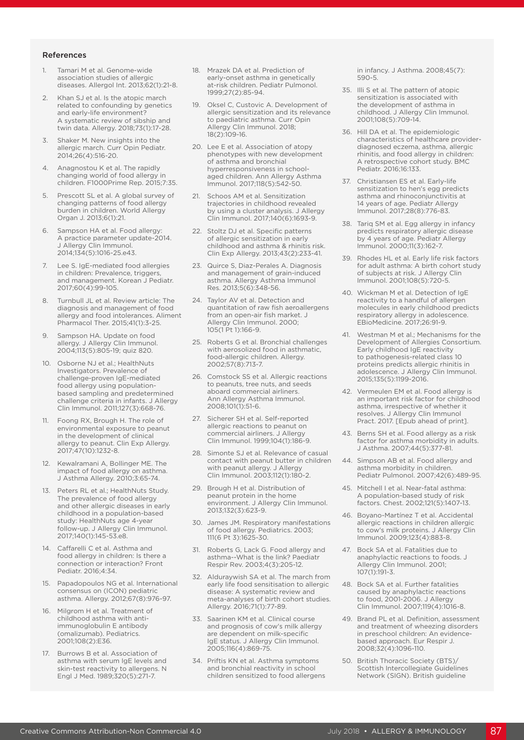### References

1. Tamari M et al. Genome-wide association studies of allergic diseases. Allergol Int. 2013;62(1):21-8.
2. Khan SJ et al. Is the atopic march related to confounding by genetics and early-life environment? A systematic review of sibship and twin data. Allergy. 2018;73(1):17-28.
3. Shaker M. New insights into the allergic march. Curr Opin Pediatr. 2014;26(4):516-20.
4. Anagnostou K et al. The rapidly changing world of food allergy in children. F1000Prime Rep. 2015;7:35.
5. Prescott SL et al. A global survey of changing patterns of food allergy burden in children. World Allergy Organ J. 2013;6(1):21.
6. Sampson HA et al. Food allergy: A practice parameter update-2014. J Allergy Clin Immunol. 2014;134(5):1016-25.e43.
7. Lee S. IgE-mediated food allergies in children: Prevalence, triggers, and management. Korean J Pediatr. 2017;60(4):99-105.
8. Turnbull JL et al. Review article: The diagnosis and management of food allergy and food intolerances. Aliment Pharmacol Ther. 2015;41(1):3-25.
9. Sampson HA. Update on food allergy. J Allergy Clin Immunol. 2004;113(5):805-19; quiz 820.
10. Osborne NJ et al.; HealthNuts Investigators. Prevalence of challenge-proven IgE-mediated food allergy using population-based sampling and predetermined challenge criteria in infants. J Allergy Clin Immunol. 2011;127(3):668-76.
11. Foong RX, Brough H. The role of environmental exposure to peanut in the development of clinical allergy to peanut. Clin Exp Allergy. 2017;47(10):1232-8.
12. Kewalramani A, Bollinger ME. The impact of food allergy on asthma. J Asthma Allergy. 2010;3:65-74.
13. Peters RL et al.; HealthNuts Study. The prevalence of food allergy and other allergic diseases in early childhood in a population-based study: HealthNuts age 4-year follow-up. J Allergy Clin Immunol. 2017;140(1):145-53.e8.
14. Caffarelli C et al. Asthma and food allergy in children: Is there a connection or interaction? Front Pediatr. 2016;4:34.
15. Papadopoulos NG et al. International consensus on (ICON) pediatric asthma. Allergy. 2012;67(8):976-97.
16. Milgrom H et al. Treatment of childhood asthma with anti-immunoglobulin E antibody (omalizumab). Pediatrics. 2001;108(2):E36.
17. Burrows B et al. Association of asthma with serum IgE levels and skin-test reactivity to allergens. N Engl J Med. 1989;320(5):271-7.
18. Mrazek DA et al. Prediction of early-onset asthma in genetically at-risk children. Pediatr Pulmonol. 1999;27(2):85-94.
19. Oksel C, Custovic A. Development of allergic sensitization and its relevance to paediatric asthma. Curr Opin Allergy Clin Immunol. 2018; 18(2):109-16.
20. Lee E et al. Association of atopy phenotypes with new development of asthma and bronchial hyperresponsiveness in school-aged children. Ann Allergy Asthma Immunol. 2017;118(5):542-50.
21. Schoos AM et al. Sensitization trajectories in childhood revealed by using a cluster analysis. J Allergy Clin Immunol. 2017;140(6):1693-9.
22. Stoltz DJ et al. Specific patterns of allergic sensitization in early childhood and asthma & rhinitis risk. Clin Exp Allergy. 2013;43(2):233-41.
23. Quirce S, Diaz-Perales A. Diagnosis and management of grain-induced asthma. Allergy Asthma Immunol Res. 2013;5(6):348-56.
24. Taylor AV et al. Detection and quantitation of raw fish aeroallergens from an open-air fish market. J Allergy Clin Immunol. 2000; 105(1 Pt 1):166-9.
25. Roberts G et al. Bronchial challenges with aerosolized food in asthmatic, food-allergic children. Allergy. 2002;57(8):713-7.
26. Comstock SS et al. Allergic reactions to peanuts, tree nuts, and seeds aboard commercial airliners. Ann Allergy Asthma Immunol. 2008;101(1):51-6.
27. Sicherer SH et al. Self-reported allergic reactions to peanut on commercial airliners. J Allergy Clin Immunol. 1999;104(1):186-9.
28. Simonte SJ et al. Relevance of casual contact with peanut butter in children with peanut allergy. J Allergy Clin Immunol. 2003;112(1):180-2.
29. Brough H et al. Distribution of peanut protein in the home environment. J Allergy Clin Immunol. 2013;132(3):623-9.
30. James JM. Respiratory manifestations of food allergy. Pediatrics. 2003; 111(6 Pt 3):1625-30.
31. Roberts G, Lack G. Food allergy and asthma--What is the link? Paediatr Respir Rev. 2003;4(3):205-12.
32. Alduraywish SA et al. The march from early life food sensitisation to allergic disease: A systematic review and meta-analyses of birth cohort studies. Allergy. 2016;71(1):77-89.
33. Saarinen KM et al. Clinical course and prognosis of cow's milk allergy are dependent on milk-specific IgE status. J Allergy Clin Immunol. 2005;116(4):869-75.
34. Priftis KN et al. Asthma symptoms and bronchial reactivity in school children sensitized to food allergens in infancy. J Asthma. 2008;45(7): 590-5.
35. Illi S et al. The pattern of atopic sensitization is associated with the development of asthma in childhood. J Allergy Clin Immunol. 2001;108(5):709-14.
36. Hill DA et al. The epidemiologic characteristics of healthcare provider-diagnosed eczema, asthma, allergic rhinitis, and food allergy in children: A retrospective cohort study. BMC Pediatr. 2016;16:133.
37. Christiansen ES et al. Early-life sensitization to hen's egg predicts asthma and rhinoconjunctivitis at 14 years of age. Pediatr Allergy Immunol. 2017;28(8):776-83.
38. Tariq SM et al. Egg allergy in infancy predicts respiratory allergic disease by 4 years of age. Pediatr Allergy Immunol. 2000;11(3):162-7.
39. Rhodes HL et al. Early life risk factors for adult asthma: A birth cohort study of subjects at risk. J Allergy Clin Immunol. 2001;108(5):720-5.
40. Wickman M et al. Detection of IgE reactivity to a handful of allergen molecules in early childhood predicts respiratory allergy in adolescence. EBioMedicine. 2017;26:91-9.
41. Westman M et al.; Mechanisms for the Development of Allergies Consortium. Early childhood IgE reactivity to pathogenesis-related class 10 proteins predicts allergic rhinitis in adolescence. J Allergy Clin Immunol. 2015;135(5):1199-2016.
42. Vermeulen EM et al. Food allergy is an important risk factor for childhood asthma, irrespective of whether it resolves. J Allergy Clin Immunol Pract. 2017. [Epub ahead of print].
43. Berns SH et al. Food allergy as a risk factor for asthma morbidity in adults. J Asthma. 2007;44(5):377-81.
44. Simpson AB et al. Food allergy and asthma morbidity in children. Pediatr Pulmonol. 2007;42(6):489-95.
45. Mitchell I et al. Near-fatal asthma: A population-based study of risk factors. Chest. 2002;121(5):1407-13.
46. Boyano-Martínez T et al. Accidental allergic reactions in children allergic to cow's milk proteins. J Allergy Clin Immunol. 2009;123(4):883-8.
47. Bock SA et al. Fatalities due to anaphylactic reactions to foods. J Allergy Clin Immunol. 2001; 107(1):191-3.
48. Bock SA et al. Further fatalities caused by anaphylactic reactions to food, 2001-2006. J Allergy Clin Immunol. 2007;119(4):1016-8.
49. Brand PL et al. Definition, assessment and treatment of wheezing disorders in preschool children: An evidence-based approach. Eur Respir J. 2008;32(4):1096-110.
50. British Thoracic Society (BTS)/ Scottish Intercollegiate Guidelines Network (SIGN). British guideline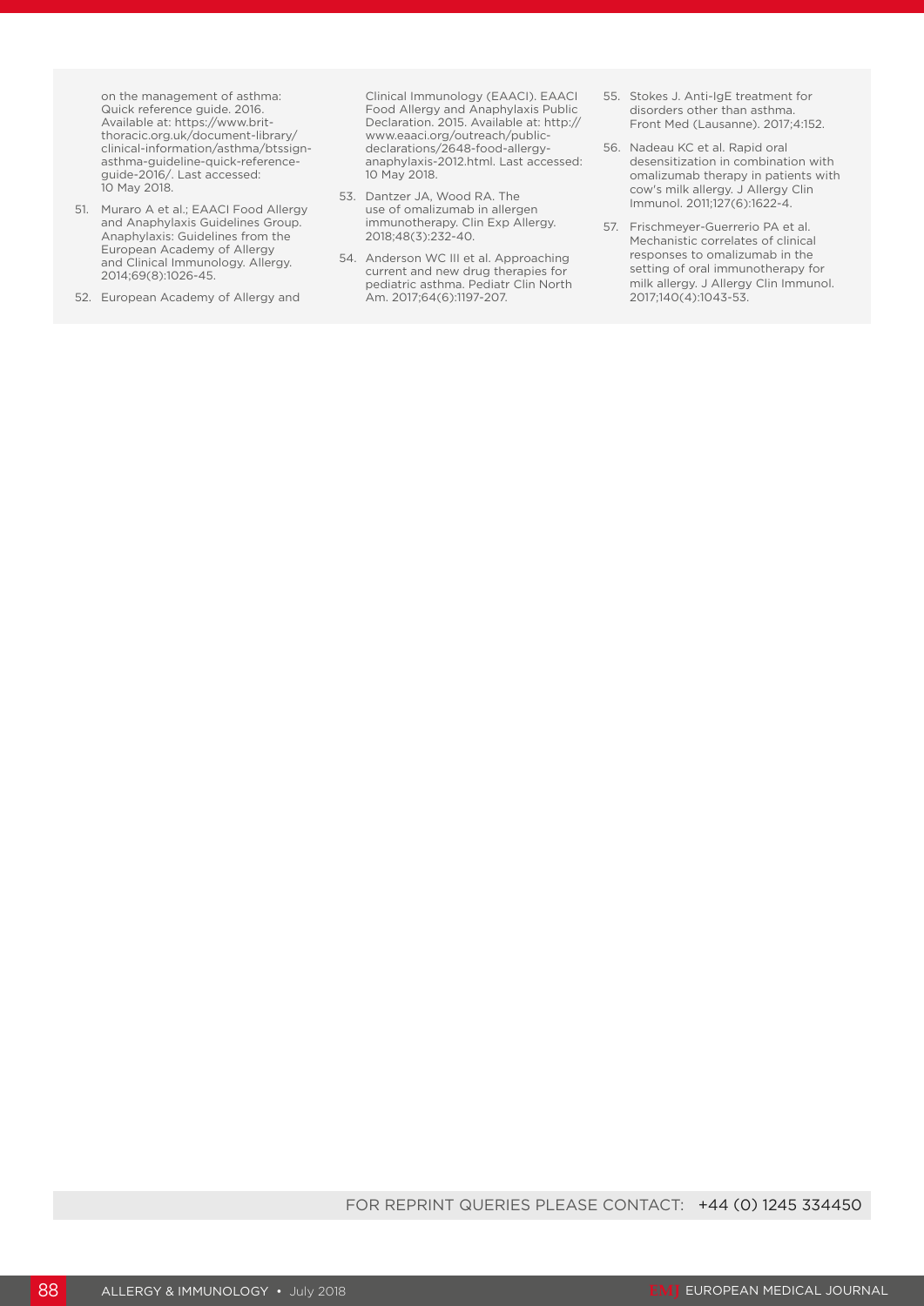on the management of asthma: Quick reference guide. 2016. Available at: https://www.brit-thoracic.org.uk/document-library/clinical-information/asthma/btssign-asthma-guideline-quick-reference-guide-2016/. Last accessed: 10 May 2018.

51. Muraro A et al.; EAACI Food Allergy and Anaphylaxis Guidelines Group. Anaphylaxis: Guidelines from the European Academy of Allergy and Clinical Immunology. Allergy. 2014;69(8):1026-45.

52. European Academy of Allergy and Clinical Immunology (EAACI). EAACI Food Allergy and Anaphylaxis Public Declaration. 2015. Available at: http://www.eaaci.org/outreach/public-declarations/2648-food-allergy-anaphylaxis-2012.html. Last accessed: 10 May 2018.

53. Dantzer JA, Wood RA. The use of omalizumab in allergen immunotherapy. Clin Exp Allergy. 2018;48(3):232-40.

54. Anderson WC III et al. Approaching current and new drug therapies for pediatric asthma. Pediatr Clin North Am. 2017;64(6):1197-207.

55. Stokes J. Anti-IgE treatment for disorders other than asthma. Front Med (Lausanne). 2017;4:152.

56. Nadeau KC et al. Rapid oral desensitization in combination with omalizumab therapy in patients with cow's milk allergy. J Allergy Clin Immunol. 2011;127(6):1622-4.

57. Frischmeyer-Guerrerio PA et al. Mechanistic correlates of clinical responses to omalizumab in the setting of oral immunotherapy for milk allergy. J Allergy Clin Immunol. 2017;140(4):1043-53.

FOR REPRINT QUERIES PLEASE CONTACT: +44 (0) 1245 334450